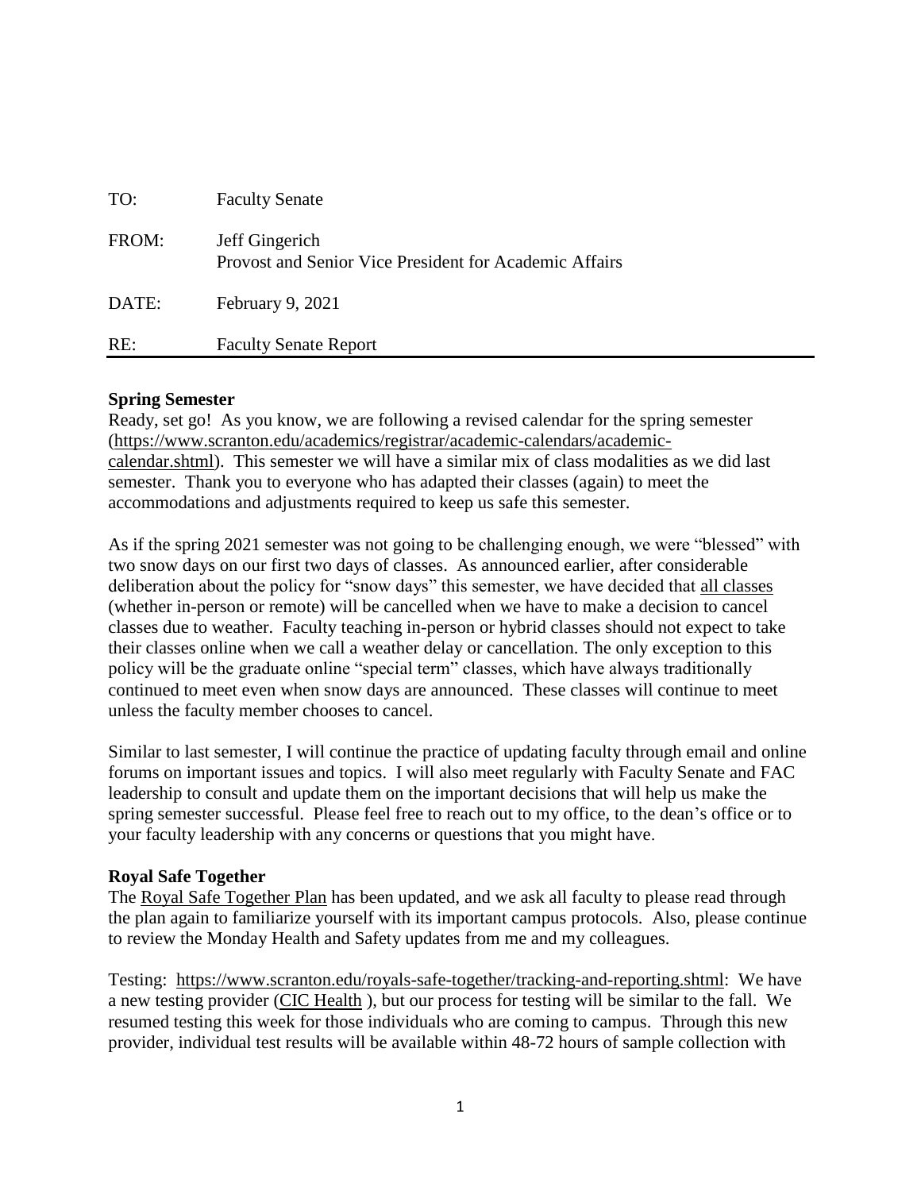| TO: | Faculty Senate |
|---|---|
| FROM: | Jeff Gingerich<br>Provost and Senior Vice President for Academic Affairs |
| DATE: | February 9, 2021 |
| RE: | Faculty Senate Report |

**Spring Semester**

Ready, set go! As you know, we are following a revised calendar for the spring semester (https://www.scranton.edu/academics/registrar/academic-calendars/academic-calendar.shtml). This semester we will have a similar mix of class modalities as we did last semester. Thank you to everyone who has adapted their classes (again) to meet the accommodations and adjustments required to keep us safe this semester.

As if the spring 2021 semester was not going to be challenging enough, we were "blessed" with two snow days on our first two days of classes. As announced earlier, after considerable deliberation about the policy for "snow days" this semester, we have decided that all classes (whether in-person or remote) will be cancelled when we have to make a decision to cancel classes due to weather. Faculty teaching in-person or hybrid classes should not expect to take their classes online when we call a weather delay or cancellation. The only exception to this policy will be the graduate online "special term" classes, which have always traditionally continued to meet even when snow days are announced. These classes will continue to meet unless the faculty member chooses to cancel.

Similar to last semester, I will continue the practice of updating faculty through email and online forums on important issues and topics. I will also meet regularly with Faculty Senate and FAC leadership to consult and update them on the important decisions that will help us make the spring semester successful. Please feel free to reach out to my office, to the dean's office or to your faculty leadership with any concerns or questions that you might have.

**Royal Safe Together**

The Royal Safe Together Plan has been updated, and we ask all faculty to please read through the plan again to familiarize yourself with its important campus protocols. Also, please continue to review the Monday Health and Safety updates from me and my colleagues.

Testing: https://www.scranton.edu/royals-safe-together/tracking-and-reporting.shtml: We have a new testing provider (CIC Health ), but our process for testing will be similar to the fall. We resumed testing this week for those individuals who are coming to campus. Through this new provider, individual test results will be available within 48-72 hours of sample collection with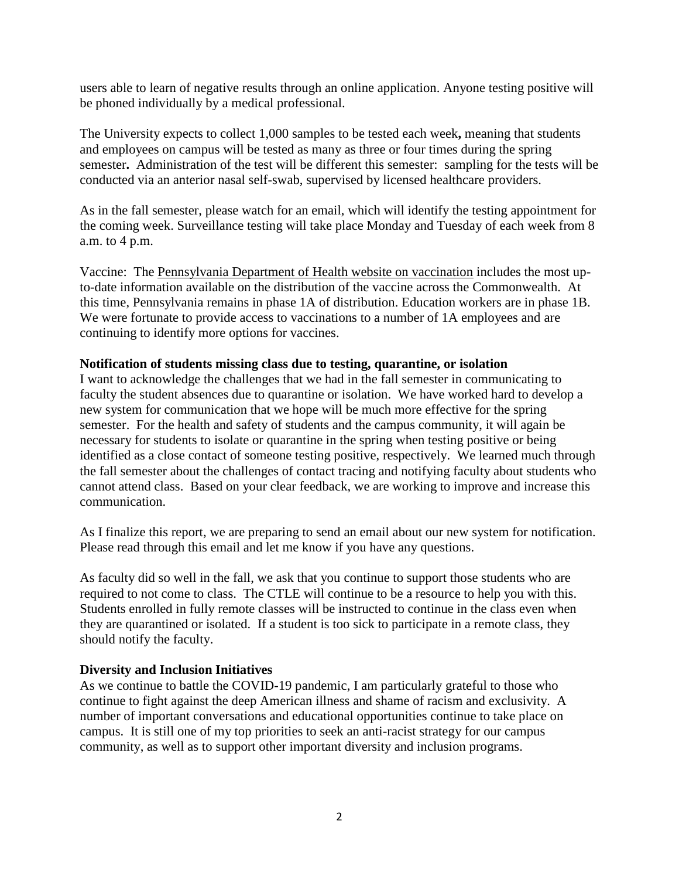users able to learn of negative results through an online application. Anyone testing positive will be phoned individually by a medical professional.

The University expects to collect 1,000 samples to be tested each week**,** meaning that students and employees on campus will be tested as many as three or four times during the spring semester**.** Administration of the test will be different this semester: sampling for the tests will be conducted via an anterior nasal self-swab, supervised by licensed healthcare providers.

As in the fall semester, please watch for an email, which will identify the testing appointment for the coming week. Surveillance testing will take place Monday and Tuesday of each week from 8 a.m. to 4 p.m.

Vaccine: The Pennsylvania Department of Health website on vaccination includes the most up-to-date information available on the distribution of the vaccine across the Commonwealth. At this time, Pennsylvania remains in phase 1A of distribution. Education workers are in phase 1B. We were fortunate to provide access to vaccinations to a number of 1A employees and are continuing to identify more options for vaccines.

**Notification of students missing class due to testing, quarantine, or isolation**

I want to acknowledge the challenges that we had in the fall semester in communicating to faculty the student absences due to quarantine or isolation. We have worked hard to develop a new system for communication that we hope will be much more effective for the spring semester. For the health and safety of students and the campus community, it will again be necessary for students to isolate or quarantine in the spring when testing positive or being identified as a close contact of someone testing positive, respectively. We learned much through the fall semester about the challenges of contact tracing and notifying faculty about students who cannot attend class. Based on your clear feedback, we are working to improve and increase this communication.

As I finalize this report, we are preparing to send an email about our new system for notification. Please read through this email and let me know if you have any questions.

As faculty did so well in the fall, we ask that you continue to support those students who are required to not come to class. The CTLE will continue to be a resource to help you with this. Students enrolled in fully remote classes will be instructed to continue in the class even when they are quarantined or isolated. If a student is too sick to participate in a remote class, they should notify the faculty.

**Diversity and Inclusion Initiatives**

As we continue to battle the COVID-19 pandemic, I am particularly grateful to those who continue to fight against the deep American illness and shame of racism and exclusivity. A number of important conversations and educational opportunities continue to take place on campus. It is still one of my top priorities to seek an anti-racist strategy for our campus community, as well as to support other important diversity and inclusion programs.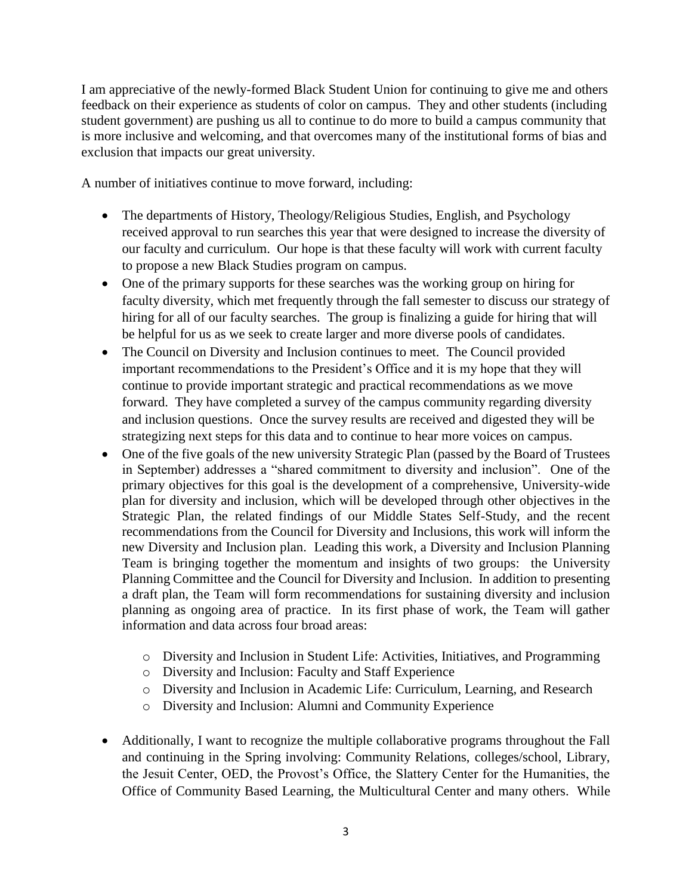I am appreciative of the newly-formed Black Student Union for continuing to give me and others feedback on their experience as students of color on campus. They and other students (including student government) are pushing us all to continue to do more to build a campus community that is more inclusive and welcoming, and that overcomes many of the institutional forms of bias and exclusion that impacts our great university.

A number of initiatives continue to move forward, including:

- The departments of History, Theology/Religious Studies, English, and Psychology received approval to run searches this year that were designed to increase the diversity of our faculty and curriculum. Our hope is that these faculty will work with current faculty to propose a new Black Studies program on campus.
- One of the primary supports for these searches was the working group on hiring for faculty diversity, which met frequently through the fall semester to discuss our strategy of hiring for all of our faculty searches. The group is finalizing a guide for hiring that will be helpful for us as we seek to create larger and more diverse pools of candidates.
- The Council on Diversity and Inclusion continues to meet. The Council provided important recommendations to the President's Office and it is my hope that they will continue to provide important strategic and practical recommendations as we move forward. They have completed a survey of the campus community regarding diversity and inclusion questions. Once the survey results are received and digested they will be strategizing next steps for this data and to continue to hear more voices on campus.
- One of the five goals of the new university Strategic Plan (passed by the Board of Trustees in September) addresses a "shared commitment to diversity and inclusion". One of the primary objectives for this goal is the development of a comprehensive, University-wide plan for diversity and inclusion, which will be developed through other objectives in the Strategic Plan, the related findings of our Middle States Self-Study, and the recent recommendations from the Council for Diversity and Inclusions, this work will inform the new Diversity and Inclusion plan. Leading this work, a Diversity and Inclusion Planning Team is bringing together the momentum and insights of two groups: the University Planning Committee and the Council for Diversity and Inclusion. In addition to presenting a draft plan, the Team will form recommendations for sustaining diversity and inclusion planning as ongoing area of practice. In its first phase of work, the Team will gather information and data across four broad areas:
    - Diversity and Inclusion in Student Life: Activities, Initiatives, and Programming
    - Diversity and Inclusion: Faculty and Staff Experience
    - Diversity and Inclusion in Academic Life: Curriculum, Learning, and Research
    - Diversity and Inclusion: Alumni and Community Experience
- Additionally, I want to recognize the multiple collaborative programs throughout the Fall and continuing in the Spring involving: Community Relations, colleges/school, Library, the Jesuit Center, OED, the Provost's Office, the Slattery Center for the Humanities, the Office of Community Based Learning, the Multicultural Center and many others. While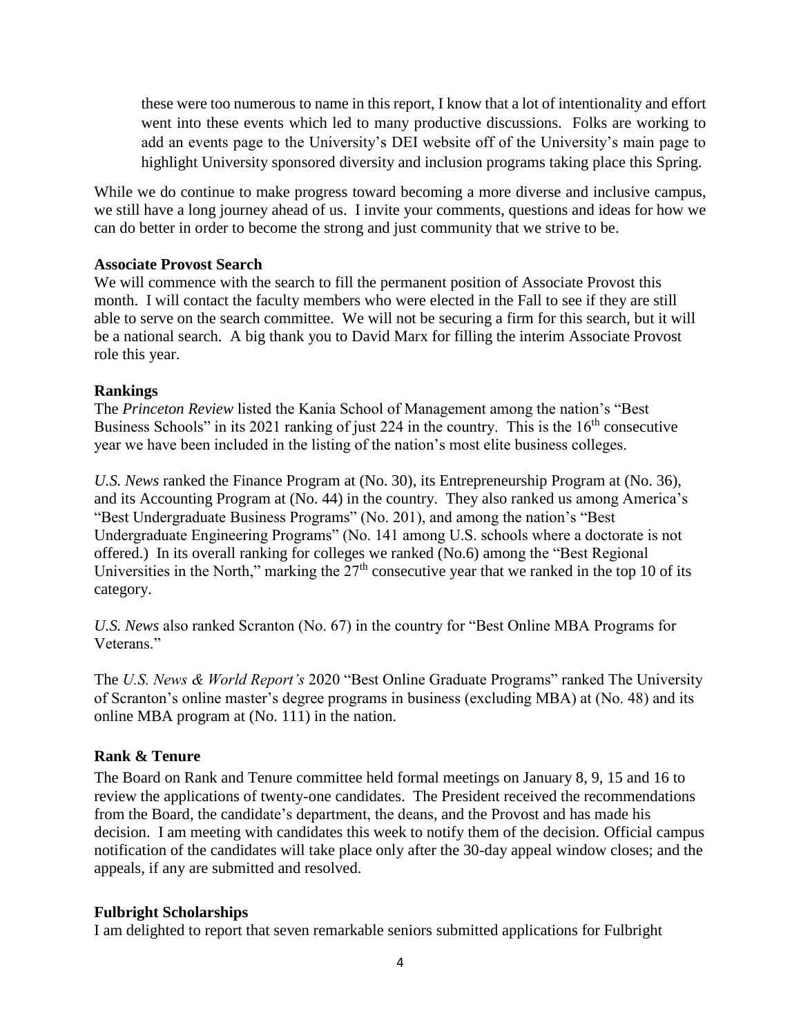these were too numerous to name in this report, I know that a lot of intentionality and effort went into these events which led to many productive discussions. Folks are working to add an events page to the University's DEI website off of the University's main page to highlight University sponsored diversity and inclusion programs taking place this Spring.

While we do continue to make progress toward becoming a more diverse and inclusive campus, we still have a long journey ahead of us. I invite your comments, questions and ideas for how we can do better in order to become the strong and just community that we strive to be.

**Associate Provost Search**

We will commence with the search to fill the permanent position of Associate Provost this month. I will contact the faculty members who were elected in the Fall to see if they are still able to serve on the search committee. We will not be securing a firm for this search, but it will be a national search. A big thank you to David Marx for filling the interim Associate Provost role this year.

**Rankings**

The *Princeton Review* listed the Kania School of Management among the nation's "Best Business Schools" in its 2021 ranking of just 224 in the country. This is the 16th consecutive year we have been included in the listing of the nation's most elite business colleges.

*U.S. News* ranked the Finance Program at (No. 30), its Entrepreneurship Program at (No. 36), and its Accounting Program at (No. 44) in the country. They also ranked us among America's "Best Undergraduate Business Programs" (No. 201), and among the nation's "Best Undergraduate Engineering Programs" (No. 141 among U.S. schools where a doctorate is not offered.) In its overall ranking for colleges we ranked (No.6) among the "Best Regional Universities in the North," marking the 27th consecutive year that we ranked in the top 10 of its category.

*U.S. News* also ranked Scranton (No. 67) in the country for "Best Online MBA Programs for Veterans."

The *U.S. News & World Report's* 2020 "Best Online Graduate Programs" ranked The University of Scranton's online master's degree programs in business (excluding MBA) at (No. 48) and its online MBA program at (No. 111) in the nation.

**Rank & Tenure**

The Board on Rank and Tenure committee held formal meetings on January 8, 9, 15 and 16 to review the applications of twenty-one candidates. The President received the recommendations from the Board, the candidate's department, the deans, and the Provost and has made his decision. I am meeting with candidates this week to notify them of the decision. Official campus notification of the candidates will take place only after the 30-day appeal window closes; and the appeals, if any are submitted and resolved.

**Fulbright Scholarships**

I am delighted to report that seven remarkable seniors submitted applications for Fulbright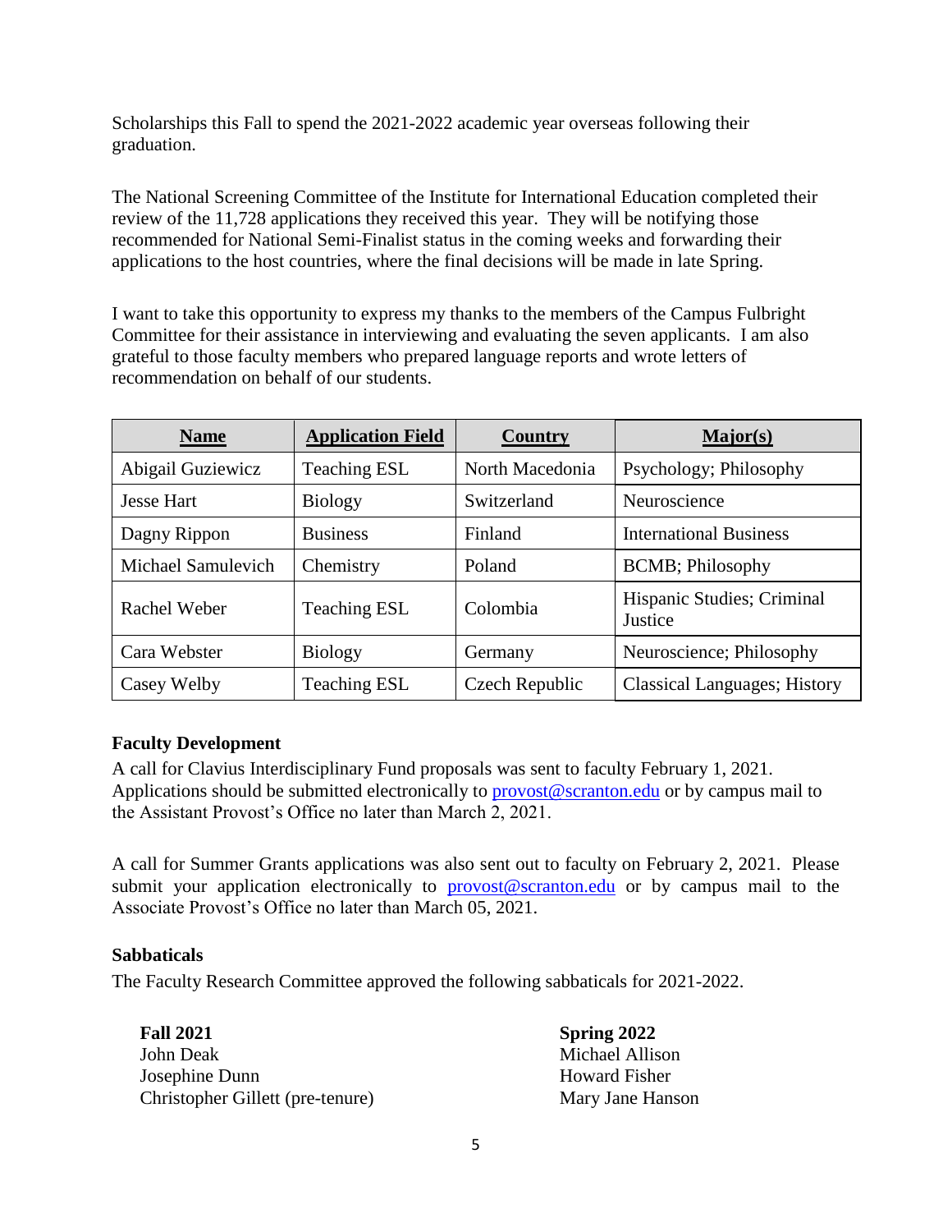Scholarships this Fall to spend the 2021-2022 academic year overseas following their graduation.

The National Screening Committee of the Institute for International Education completed their review of the 11,728 applications they received this year. They will be notifying those recommended for National Semi-Finalist status in the coming weeks and forwarding their applications to the host countries, where the final decisions will be made in late Spring.

I want to take this opportunity to express my thanks to the members of the Campus Fulbright Committee for their assistance in interviewing and evaluating the seven applicants. I am also grateful to those faculty members who prepared language reports and wrote letters of recommendation on behalf of our students.

| Name | Application Field | Country | Major(s) |
|---|---|---|---|
| Abigail Guziewicz | Teaching ESL | North Macedonia | Psychology; Philosophy |
| Jesse Hart | Biology | Switzerland | Neuroscience |
| Dagny Rippon | Business | Finland | International Business |
| Michael Samulevich | Chemistry | Poland | BCMB; Philosophy |
| Rachel Weber | Teaching ESL | Colombia | Hispanic Studies; Criminal Justice |
| Cara Webster | Biology | Germany | Neuroscience; Philosophy |
| Casey Welby | Teaching ESL | Czech Republic | Classical Languages; History |

**Faculty Development**

A call for Clavius Interdisciplinary Fund proposals was sent to faculty February 1, 2021. Applications should be submitted electronically to provost@scranton.edu or by campus mail to the Assistant Provost's Office no later than March 2, 2021.

A call for Summer Grants applications was also sent out to faculty on February 2, 2021. Please submit your application electronically to provost@scranton.edu or by campus mail to the Associate Provost's Office no later than March 05, 2021.

**Sabbaticals**

The Faculty Research Committee approved the following sabbaticals for 2021-2022.

**Fall 2021**
John Deak
Josephine Dunn
Christopher Gillett (pre-tenure)

**Spring 2022**
Michael Allison
Howard Fisher
Mary Jane Hanson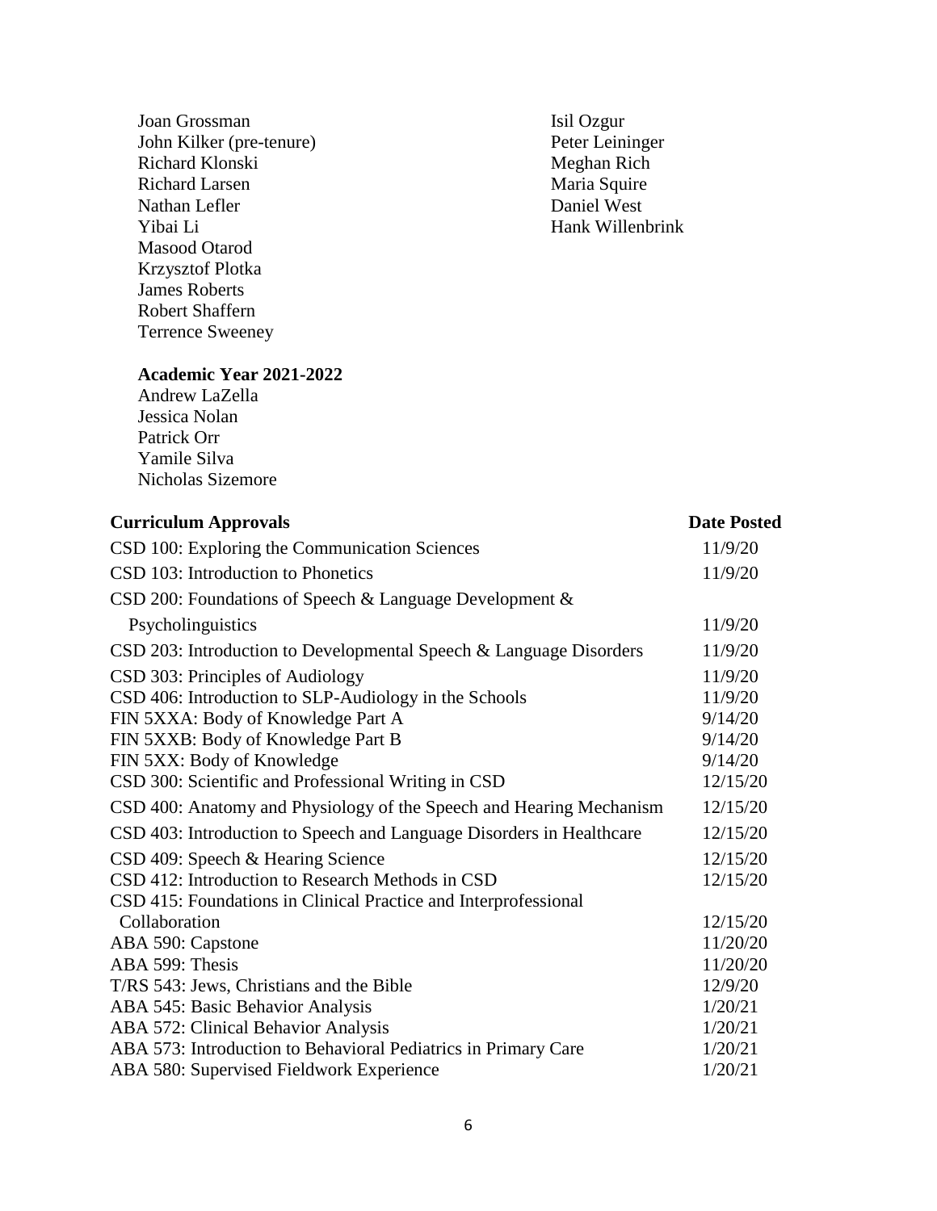Joan Grossman
John Kilker (pre-tenure)
Richard Klonski
Richard Larsen
Nathan Lefler
Yibai Li
Masood Otarod
Krzysztof Plotka
James Roberts
Robert Shaffern
Terrence Sweeney
Isil Ozgur
Peter Leininger
Meghan Rich
Maria Squire
Daniel West
Hank Willenbrink

**Academic Year 2021-2022**

Andrew LaZella
Jessica Nolan
Patrick Orr
Yamile Silva
Nicholas Sizemore

| **Curriculum Approvals** | **Date Posted** |
|---|---|
| CSD 100: Exploring the Communication Sciences | 11/9/20 |
| CSD 103: Introduction to Phonetics | 11/9/20 |
| CSD 200: Foundations of Speech & Language Development & Psycholinguistics | 11/9/20 |
| CSD 203: Introduction to Developmental Speech & Language Disorders | 11/9/20 |
| CSD 303: Principles of Audiology | 11/9/20 |
| CSD 406: Introduction to SLP-Audiology in the Schools | 11/9/20 |
| FIN 5XXA: Body of Knowledge Part A | 9/14/20 |
| FIN 5XXB: Body of Knowledge Part B | 9/14/20 |
| FIN 5XX: Body of Knowledge | 9/14/20 |
| CSD 300: Scientific and Professional Writing in CSD | 12/15/20 |
| CSD 400: Anatomy and Physiology of the Speech and Hearing Mechanism | 12/15/20 |
| CSD 403: Introduction to Speech and Language Disorders in Healthcare | 12/15/20 |
| CSD 409: Speech & Hearing Science | 12/15/20 |
| CSD 412: Introduction to Research Methods in CSD | 12/15/20 |
| CSD 415: Foundations in Clinical Practice and Interprofessional Collaboration | 12/15/20 |
| ABA 590: Capstone | 11/20/20 |
| ABA 599: Thesis | 11/20/20 |
| T/RS 543: Jews, Christians and the Bible | 12/9/20 |
| ABA 545: Basic Behavior Analysis | 1/20/21 |
| ABA 572: Clinical Behavior Analysis | 1/20/21 |
| ABA 573: Introduction to Behavioral Pediatrics in Primary Care | 1/20/21 |
| ABA 580: Supervised Fieldwork Experience | 1/20/21 |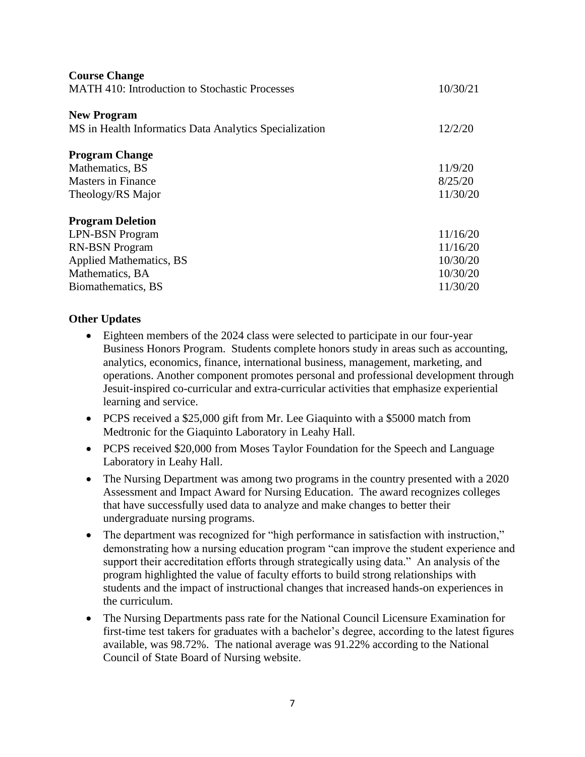**Course Change**

| | |
|---|---|
| MATH 410: Introduction to Stochastic Processes | 10/30/21 |

**New Program**

| | |
|---|---|
| MS in Health Informatics Data Analytics Specialization | 12/2/20 |

**Program Change**

| | |
|---|---|
| Mathematics, BS | 11/9/20 |
| Masters in Finance | 8/25/20 |
| Theology/RS Major | 11/30/20 |

**Program Deletion**

| | |
|---|---|
| LPN-BSN Program | 11/16/20 |
| RN-BSN Program | 11/16/20 |
| Applied Mathematics, BS | 10/30/20 |
| Mathematics, BA | 10/30/20 |
| Biomathematics, BS | 11/30/20 |

**Other Updates**

- Eighteen members of the 2024 class were selected to participate in our four-year Business Honors Program. Students complete honors study in areas such as accounting, analytics, economics, finance, international business, management, marketing, and operations. Another component promotes personal and professional development through Jesuit-inspired co-curricular and extra-curricular activities that emphasize experiential learning and service.
- PCPS received a $25,000 gift from Mr. Lee Giaquinto with a $5000 match from Medtronic for the Giaquinto Laboratory in Leahy Hall.
- PCPS received $20,000 from Moses Taylor Foundation for the Speech and Language Laboratory in Leahy Hall.
- The Nursing Department was among two programs in the country presented with a 2020 Assessment and Impact Award for Nursing Education. The award recognizes colleges that have successfully used data to analyze and make changes to better their undergraduate nursing programs.
- The department was recognized for "high performance in satisfaction with instruction," demonstrating how a nursing education program "can improve the student experience and support their accreditation efforts through strategically using data." An analysis of the program highlighted the value of faculty efforts to build strong relationships with students and the impact of instructional changes that increased hands-on experiences in the curriculum.
- The Nursing Departments pass rate for the National Council Licensure Examination for first-time test takers for graduates with a bachelor's degree, according to the latest figures available, was 98.72%. The national average was 91.22% according to the National Council of State Board of Nursing website.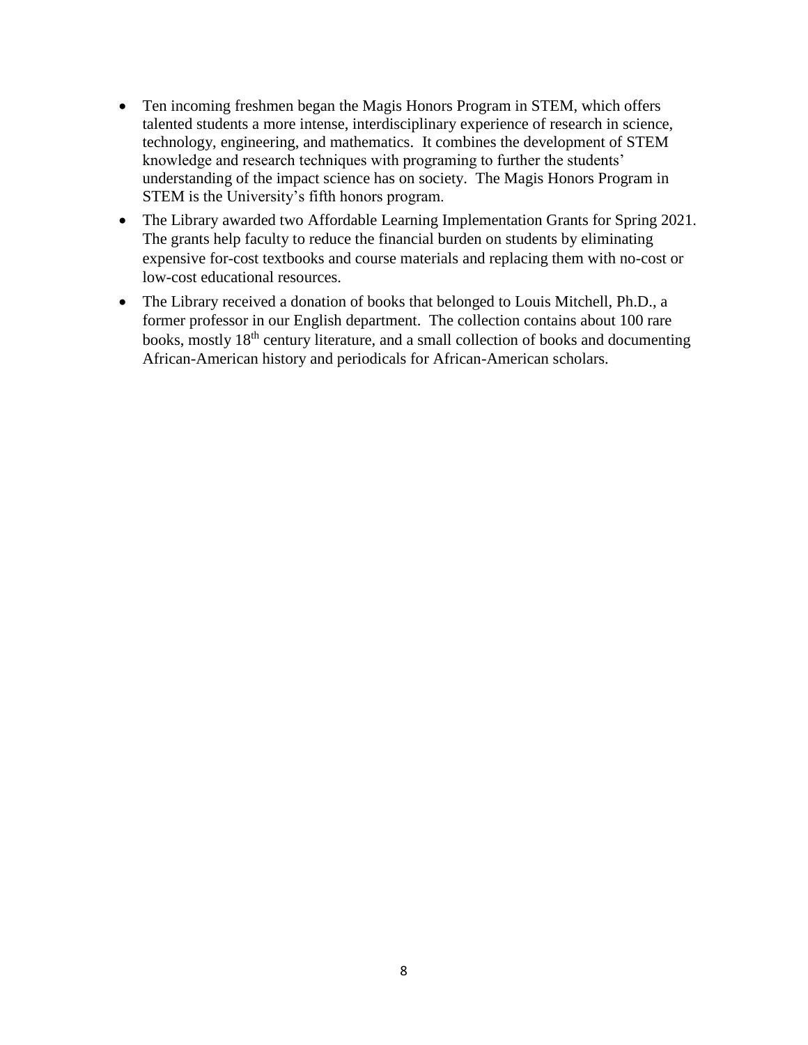- Ten incoming freshmen began the Magis Honors Program in STEM, which offers talented students a more intense, interdisciplinary experience of research in science, technology, engineering, and mathematics. It combines the development of STEM knowledge and research techniques with programing to further the students' understanding of the impact science has on society. The Magis Honors Program in STEM is the University's fifth honors program.
- The Library awarded two Affordable Learning Implementation Grants for Spring 2021. The grants help faculty to reduce the financial burden on students by eliminating expensive for-cost textbooks and course materials and replacing them with no-cost or low-cost educational resources.
- The Library received a donation of books that belonged to Louis Mitchell, Ph.D., a former professor in our English department. The collection contains about 100 rare books, mostly 18th century literature, and a small collection of books and documenting African-American history and periodicals for African-American scholars.